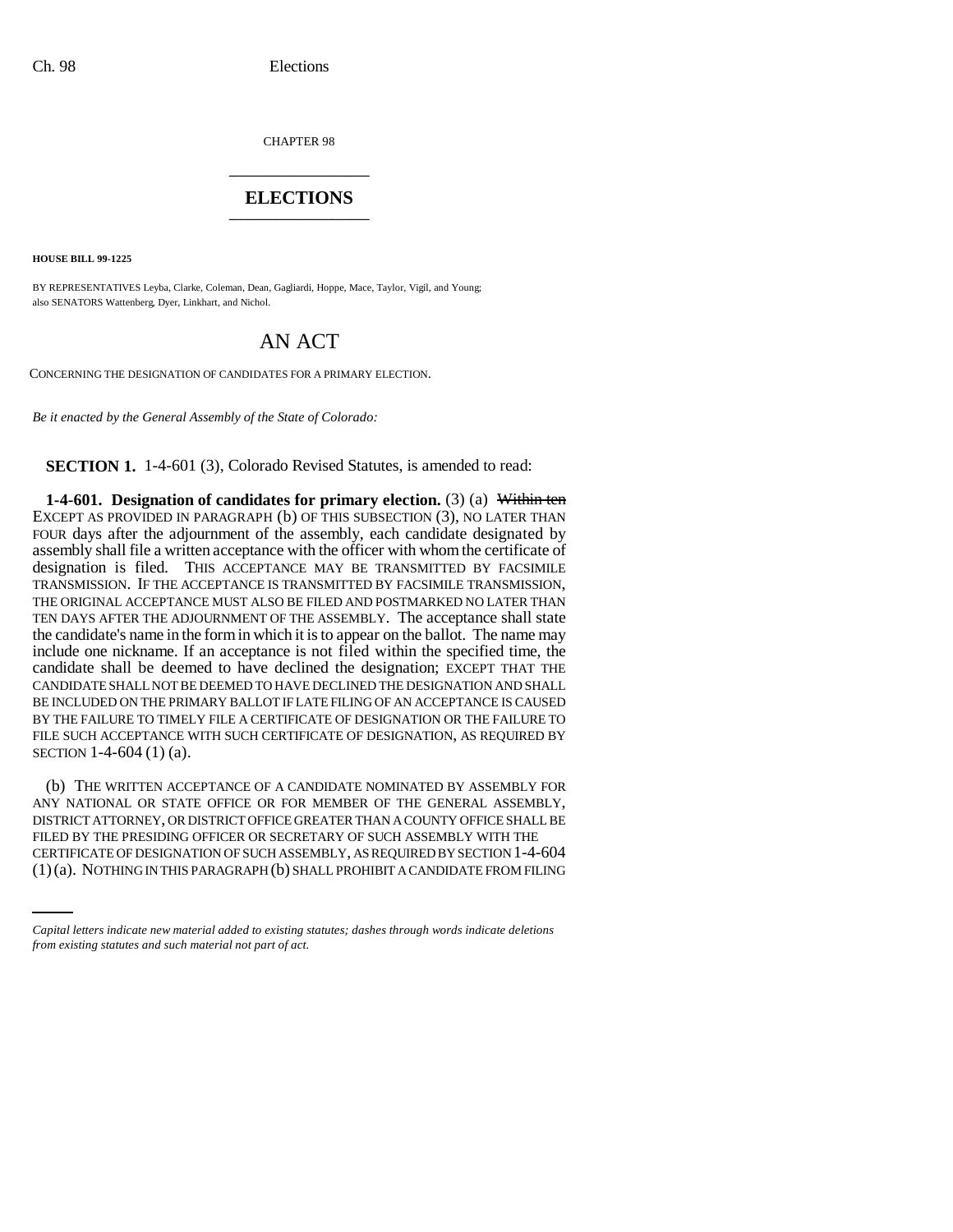CHAPTER 98

## ELECTIONS

**HOUSE BILL 99-1225**

BY REPRESENTATIVES Leyba, Clarke, Coleman, Dean, Gagliardi, Hoppe, Mace, Taylor, Vigil, and Young; also SENATORS Wattenberg, Dyer, Linkhart, and Nichol.

# AN ACT

CONCERNING THE DESIGNATION OF CANDIDATES FOR A PRIMARY ELECTION.

*Be it enacted by the General Assembly of the State of Colorado:*

**SECTION 1.** 1-4-601 (3), Colorado Revised Statutes, is amended to read:

**1-4-601. Designation of candidates for primary election.** (3) (a) ~~Within ten~~ EXCEPT AS PROVIDED IN PARAGRAPH (b) OF THIS SUBSECTION (3), NO LATER THAN FOUR days after the adjournment of the assembly, each candidate designated by assembly shall file a written acceptance with the officer with whom the certificate of designation is filed. THIS ACCEPTANCE MAY BE TRANSMITTED BY FACSIMILE TRANSMISSION. IF THE ACCEPTANCE IS TRANSMITTED BY FACSIMILE TRANSMISSION, THE ORIGINAL ACCEPTANCE MUST ALSO BE FILED AND POSTMARKED NO LATER THAN TEN DAYS AFTER THE ADJOURNMENT OF THE ASSEMBLY. The acceptance shall state the candidate's name in the form in which it is to appear on the ballot. The name may include one nickname. If an acceptance is not filed within the specified time, the candidate shall be deemed to have declined the designation; EXCEPT THAT THE CANDIDATE SHALL NOT BE DEEMED TO HAVE DECLINED THE DESIGNATION AND SHALL BE INCLUDED ON THE PRIMARY BALLOT IF LATE FILING OF AN ACCEPTANCE IS CAUSED BY THE FAILURE TO TIMELY FILE A CERTIFICATE OF DESIGNATION OR THE FAILURE TO FILE SUCH ACCEPTANCE WITH SUCH CERTIFICATE OF DESIGNATION, AS REQUIRED BY SECTION 1-4-604 (1) (a).

(b) THE WRITTEN ACCEPTANCE OF A CANDIDATE NOMINATED BY ASSEMBLY FOR ANY NATIONAL OR STATE OFFICE OR FOR MEMBER OF THE GENERAL ASSEMBLY, DISTRICT ATTORNEY, OR DISTRICT OFFICE GREATER THAN A COUNTY OFFICE SHALL BE FILED BY THE PRESIDING OFFICER OR SECRETARY OF SUCH ASSEMBLY WITH THE CERTIFICATE OF DESIGNATION OF SUCH ASSEMBLY, AS REQUIRED BY SECTION 1-4-604 (1) (a). NOTHING IN THIS PARAGRAPH (b) SHALL PROHIBIT A CANDIDATE FROM FILING

*Capital letters indicate new material added to existing statutes; dashes through words indicate deletions from existing statutes and such material not part of act.*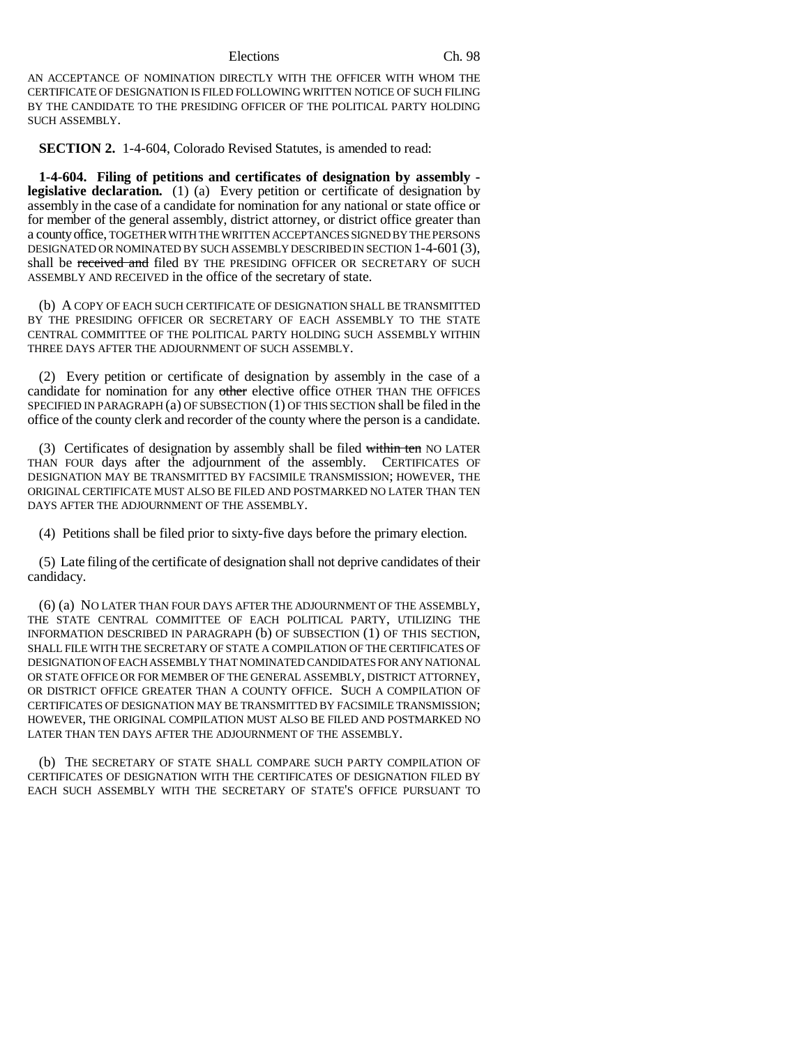AN ACCEPTANCE OF NOMINATION DIRECTLY WITH THE OFFICER WITH WHOM THE CERTIFICATE OF DESIGNATION IS FILED FOLLOWING WRITTEN NOTICE OF SUCH FILING BY THE CANDIDATE TO THE PRESIDING OFFICER OF THE POLITICAL PARTY HOLDING SUCH ASSEMBLY.

**SECTION 2.** 1-4-604, Colorado Revised Statutes, is amended to read:

**1-4-604. Filing of petitions and certificates of designation by assembly - legislative declaration.** (1) (a) Every petition or certificate of designation by assembly in the case of a candidate for nomination for any national or state office or for member of the general assembly, district attorney, or district office greater than a county office, TOGETHER WITH THE WRITTEN ACCEPTANCES SIGNED BY THE PERSONS DESIGNATED OR NOMINATED BY SUCH ASSEMBLY DESCRIBED IN SECTION 1-4-601 (3), shall be ~~received and~~ filed BY THE PRESIDING OFFICER OR SECRETARY OF SUCH ASSEMBLY AND RECEIVED in the office of the secretary of state.

(b) A COPY OF EACH SUCH CERTIFICATE OF DESIGNATION SHALL BE TRANSMITTED BY THE PRESIDING OFFICER OR SECRETARY OF EACH ASSEMBLY TO THE STATE CENTRAL COMMITTEE OF THE POLITICAL PARTY HOLDING SUCH ASSEMBLY WITHIN THREE DAYS AFTER THE ADJOURNMENT OF SUCH ASSEMBLY.

(2) Every petition or certificate of designation by assembly in the case of a candidate for nomination for any ~~other~~ elective office OTHER THAN THE OFFICES SPECIFIED IN PARAGRAPH (a) OF SUBSECTION (1) OF THIS SECTION shall be filed in the office of the county clerk and recorder of the county where the person is a candidate.

(3) Certificates of designation by assembly shall be filed ~~within ten~~ NO LATER THAN FOUR days after the adjournment of the assembly. CERTIFICATES OF DESIGNATION MAY BE TRANSMITTED BY FACSIMILE TRANSMISSION; HOWEVER, THE ORIGINAL CERTIFICATE MUST ALSO BE FILED AND POSTMARKED NO LATER THAN TEN DAYS AFTER THE ADJOURNMENT OF THE ASSEMBLY.

(4) Petitions shall be filed prior to sixty-five days before the primary election.

(5) Late filing of the certificate of designation shall not deprive candidates of their candidacy.

(6) (a) NO LATER THAN FOUR DAYS AFTER THE ADJOURNMENT OF THE ASSEMBLY, THE STATE CENTRAL COMMITTEE OF EACH POLITICAL PARTY, UTILIZING THE INFORMATION DESCRIBED IN PARAGRAPH (b) OF SUBSECTION (1) OF THIS SECTION, SHALL FILE WITH THE SECRETARY OF STATE A COMPILATION OF THE CERTIFICATES OF DESIGNATION OF EACH ASSEMBLY THAT NOMINATED CANDIDATES FOR ANY NATIONAL OR STATE OFFICE OR FOR MEMBER OF THE GENERAL ASSEMBLY, DISTRICT ATTORNEY, OR DISTRICT OFFICE GREATER THAN A COUNTY OFFICE. SUCH A COMPILATION OF CERTIFICATES OF DESIGNATION MAY BE TRANSMITTED BY FACSIMILE TRANSMISSION; HOWEVER, THE ORIGINAL COMPILATION MUST ALSO BE FILED AND POSTMARKED NO LATER THAN TEN DAYS AFTER THE ADJOURNMENT OF THE ASSEMBLY.

(b) THE SECRETARY OF STATE SHALL COMPARE SUCH PARTY COMPILATION OF CERTIFICATES OF DESIGNATION WITH THE CERTIFICATES OF DESIGNATION FILED BY EACH SUCH ASSEMBLY WITH THE SECRETARY OF STATE'S OFFICE PURSUANT TO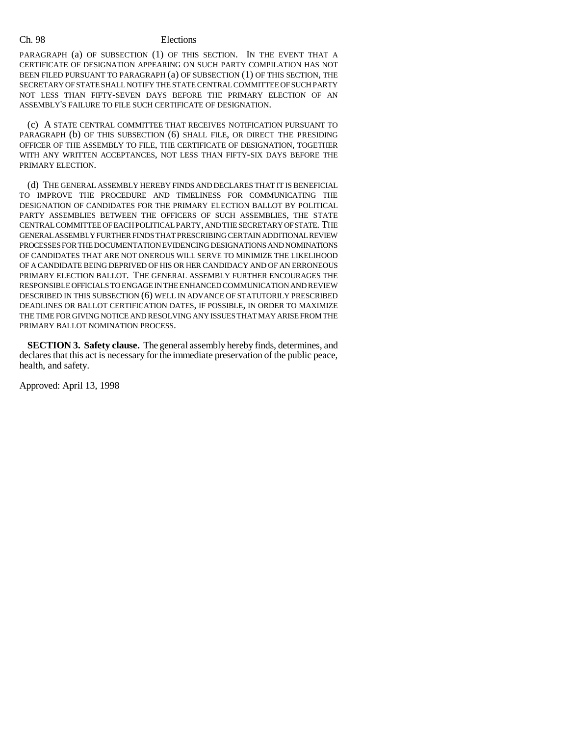PARAGRAPH (a) OF SUBSECTION (1) OF THIS SECTION. IN THE EVENT THAT A CERTIFICATE OF DESIGNATION APPEARING ON SUCH PARTY COMPILATION HAS NOT BEEN FILED PURSUANT TO PARAGRAPH (a) OF SUBSECTION (1) OF THIS SECTION, THE SECRETARY OF STATE SHALL NOTIFY THE STATE CENTRAL COMMITTEE OF SUCH PARTY NOT LESS THAN FIFTY-SEVEN DAYS BEFORE THE PRIMARY ELECTION OF AN ASSEMBLY'S FAILURE TO FILE SUCH CERTIFICATE OF DESIGNATION.

(c) A STATE CENTRAL COMMITTEE THAT RECEIVES NOTIFICATION PURSUANT TO PARAGRAPH (b) OF THIS SUBSECTION (6) SHALL FILE, OR DIRECT THE PRESIDING OFFICER OF THE ASSEMBLY TO FILE, THE CERTIFICATE OF DESIGNATION, TOGETHER WITH ANY WRITTEN ACCEPTANCES, NOT LESS THAN FIFTY-SIX DAYS BEFORE THE PRIMARY ELECTION.

(d) THE GENERAL ASSEMBLY HEREBY FINDS AND DECLARES THAT IT IS BENEFICIAL TO IMPROVE THE PROCEDURE AND TIMELINESS FOR COMMUNICATING THE DESIGNATION OF CANDIDATES FOR THE PRIMARY ELECTION BALLOT BY POLITICAL PARTY ASSEMBLIES BETWEEN THE OFFICERS OF SUCH ASSEMBLIES, THE STATE CENTRAL COMMITTEE OF EACH POLITICAL PARTY, AND THE SECRETARY OF STATE. THE GENERAL ASSEMBLY FURTHER FINDS THAT PRESCRIBING CERTAIN ADDITIONAL REVIEW PROCESSES FOR THE DOCUMENTATION EVIDENCING DESIGNATIONS AND NOMINATIONS OF CANDIDATES THAT ARE NOT ONEROUS WILL SERVE TO MINIMIZE THE LIKELIHOOD OF A CANDIDATE BEING DEPRIVED OF HIS OR HER CANDIDACY AND OF AN ERRONEOUS PRIMARY ELECTION BALLOT. THE GENERAL ASSEMBLY FURTHER ENCOURAGES THE RESPONSIBLE OFFICIALS TO ENGAGE IN THE ENHANCED COMMUNICATION AND REVIEW DESCRIBED IN THIS SUBSECTION (6) WELL IN ADVANCE OF STATUTORILY PRESCRIBED DEADLINES OR BALLOT CERTIFICATION DATES, IF POSSIBLE, IN ORDER TO MAXIMIZE THE TIME FOR GIVING NOTICE AND RESOLVING ANY ISSUES THAT MAY ARISE FROM THE PRIMARY BALLOT NOMINATION PROCESS.

**SECTION 3. Safety clause.** The general assembly hereby finds, determines, and declares that this act is necessary for the immediate preservation of the public peace, health, and safety.

Approved: April 13, 1998